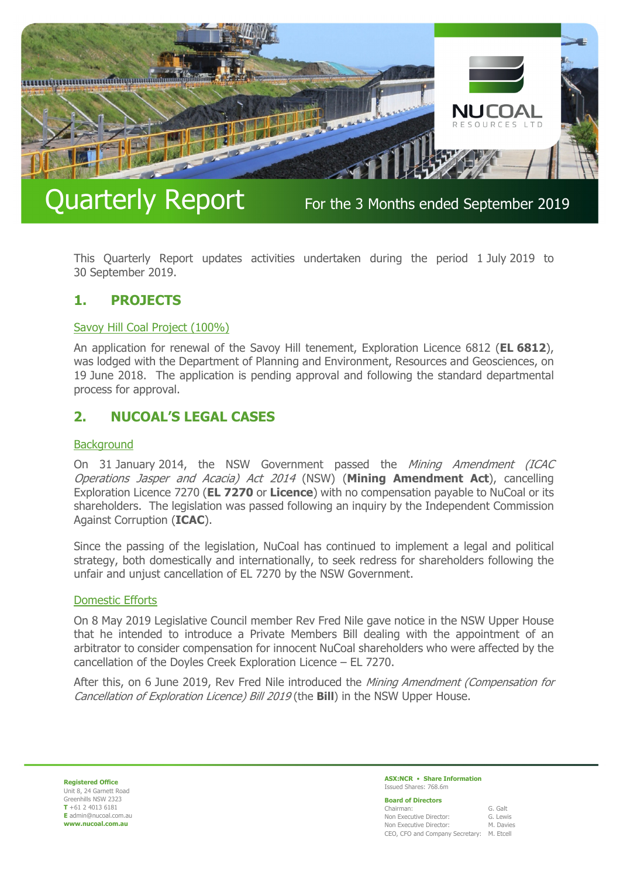# Quarterly Report

For the 3 Months ended September 2019

This Quarterly Report updates activities undertaken during the period 1 July 2019 to 30 September 2019.

## 1. PROJECTS

### Savoy Hill Coal Project (100%)

An application for renewal of the Savoy Hill tenement, Exploration Licence 6812 (**EL 6812**), was lodged with the Department of Planning and Environment, Resources and Geosciences, on 19 June 2018. The application is pending approval and following the standard departmental process for approval.

## 2. NUCOAL'S LEGAL CASES

### Background

On 31 January 2014, the NSW Government passed the *Mining Amendment (ICAC Operations Jasper and Acacia) Act 2014* (NSW) (**Mining Amendment Act**), cancelling Exploration Licence 7270 (**EL 7270** or **Licence**) with no compensation payable to NuCoal or its shareholders. The legislation was passed following an inquiry by the Independent Commission Against Corruption (**ICAC**).

Since the passing of the legislation, NuCoal has continued to implement a legal and political strategy, both domestically and internationally, to seek redress for shareholders following the unfair and unjust cancellation of EL 7270 by the NSW Government.

### Domestic Efforts

On 8 May 2019 Legislative Council member Rev Fred Nile gave notice in the NSW Upper House that he intended to introduce a Private Members Bill dealing with the appointment of an arbitrator to consider compensation for innocent NuCoal shareholders who were affected by the cancellation of the Doyles Creek Exploration Licence – EL 7270.

After this, on 6 June 2019, Rev Fred Nile introduced the *Mining Amendment (Compensation for Cancellation of Exploration Licence) Bill 2019* (the **Bill**) in the NSW Upper House.

**Registered Office**
Unit 8, 24 Garnett Road
Greenhills NSW 2323
**T** +61 2 4013 6181
**E** admin@nucoal.com.au
**www.nucoal.com.au**

**ASX:NCR • Share Information**
Issued Shares: 768.6m

**Board of Directors**

| | |
|---|---|
| Chairman: | G. Galt |
| Non Executive Director: | G. Lewis |
| Non Executive Director: | M. Davies |
| CEO, CFO and Company Secretary: | M. Etcell |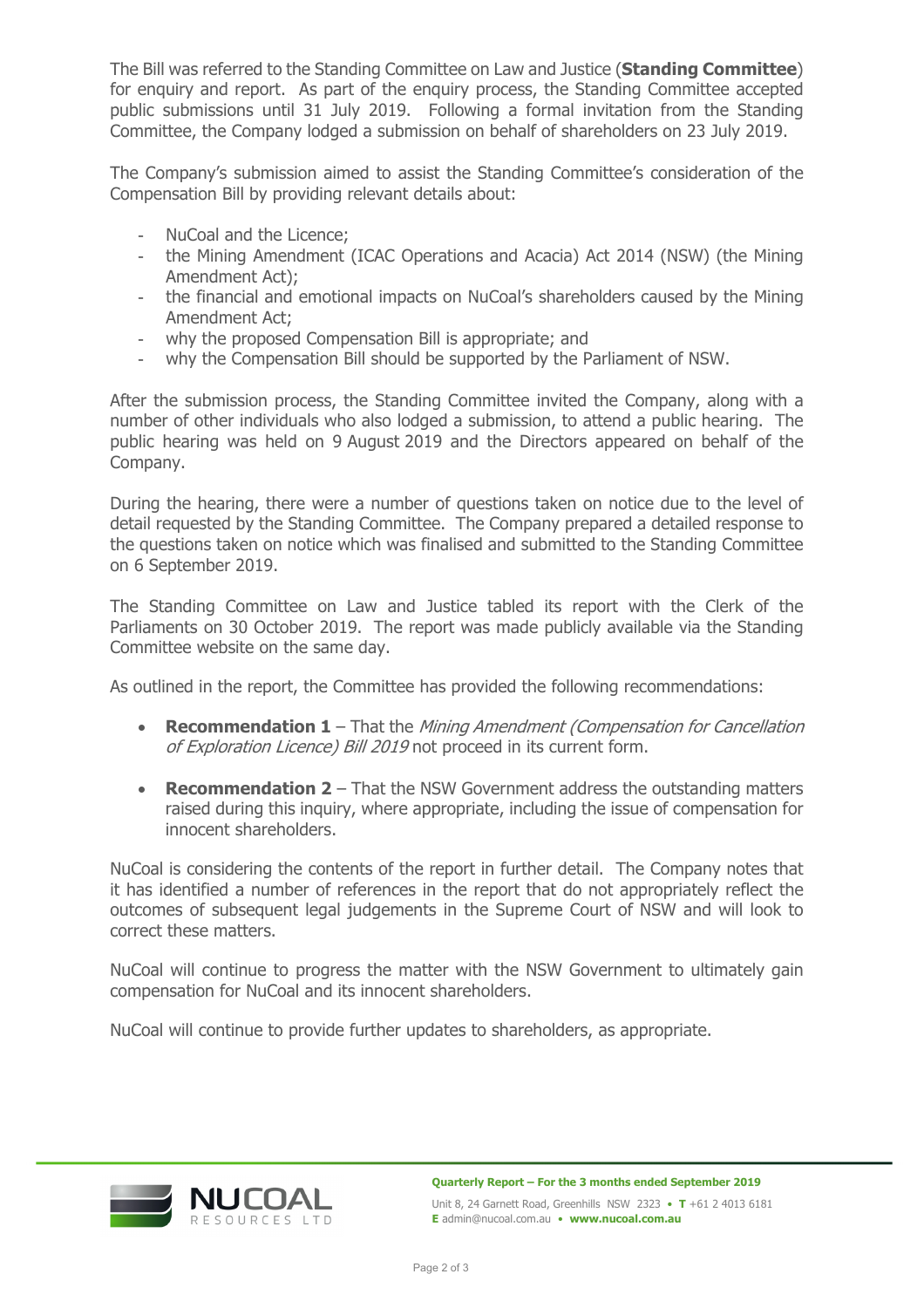The Bill was referred to the Standing Committee on Law and Justice (**Standing Committee**) for enquiry and report. As part of the enquiry process, the Standing Committee accepted public submissions until 31 July 2019. Following a formal invitation from the Standing Committee, the Company lodged a submission on behalf of shareholders on 23 July 2019.

The Company's submission aimed to assist the Standing Committee's consideration of the Compensation Bill by providing relevant details about:

- NuCoal and the Licence;
- the Mining Amendment (ICAC Operations and Acacia) Act 2014 (NSW) (the Mining Amendment Act);
- the financial and emotional impacts on NuCoal's shareholders caused by the Mining Amendment Act;
- why the proposed Compensation Bill is appropriate; and
- why the Compensation Bill should be supported by the Parliament of NSW.

After the submission process, the Standing Committee invited the Company, along with a number of other individuals who also lodged a submission, to attend a public hearing. The public hearing was held on 9 August 2019 and the Directors appeared on behalf of the Company.

During the hearing, there were a number of questions taken on notice due to the level of detail requested by the Standing Committee. The Company prepared a detailed response to the questions taken on notice which was finalised and submitted to the Standing Committee on 6 September 2019.

The Standing Committee on Law and Justice tabled its report with the Clerk of the Parliaments on 30 October 2019. The report was made publicly available via the Standing Committee website on the same day.

As outlined in the report, the Committee has provided the following recommendations:

- **Recommendation 1** – That the *Mining Amendment (Compensation for Cancellation of Exploration Licence) Bill 2019* not proceed in its current form.
- **Recommendation 2** – That the NSW Government address the outstanding matters raised during this inquiry, where appropriate, including the issue of compensation for innocent shareholders.

NuCoal is considering the contents of the report in further detail. The Company notes that it has identified a number of references in the report that do not appropriately reflect the outcomes of subsequent legal judgements in the Supreme Court of NSW and will look to correct these matters.

NuCoal will continue to progress the matter with the NSW Government to ultimately gain compensation for NuCoal and its innocent shareholders.

NuCoal will continue to provide further updates to shareholders, as appropriate.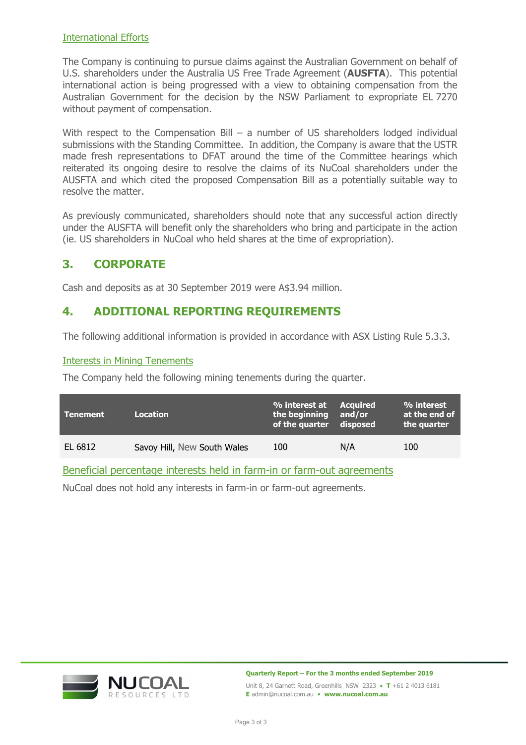International Efforts

The Company is continuing to pursue claims against the Australian Government on behalf of U.S. shareholders under the Australia US Free Trade Agreement (**AUSFTA**). This potential international action is being progressed with a view to obtaining compensation from the Australian Government for the decision by the NSW Parliament to expropriate EL 7270 without payment of compensation.

With respect to the Compensation Bill – a number of US shareholders lodged individual submissions with the Standing Committee. In addition, the Company is aware that the USTR made fresh representations to DFAT around the time of the Committee hearings which reiterated its ongoing desire to resolve the claims of its NuCoal shareholders under the AUSFTA and which cited the proposed Compensation Bill as a potentially suitable way to resolve the matter.

As previously communicated, shareholders should note that any successful action directly under the AUSFTA will benefit only the shareholders who bring and participate in the action (ie. US shareholders in NuCoal who held shares at the time of expropriation).

## 3. CORPORATE

Cash and deposits as at 30 September 2019 were A$3.94 million.

## 4. ADDITIONAL REPORTING REQUIREMENTS

The following additional information is provided in accordance with ASX Listing Rule 5.3.3.

Interests in Mining Tenements

The Company held the following mining tenements during the quarter.

| Tenement | Location | % interest at the beginning of the quarter | Acquired and/or disposed | % interest at the end of the quarter |
|---|---|---|---|---|
| EL 6812 | Savoy Hill, New South Wales | 100 | N/A | 100 |

Beneficial percentage interests held in farm-in or farm-out agreements

NuCoal does not hold any interests in farm-in or farm-out agreements.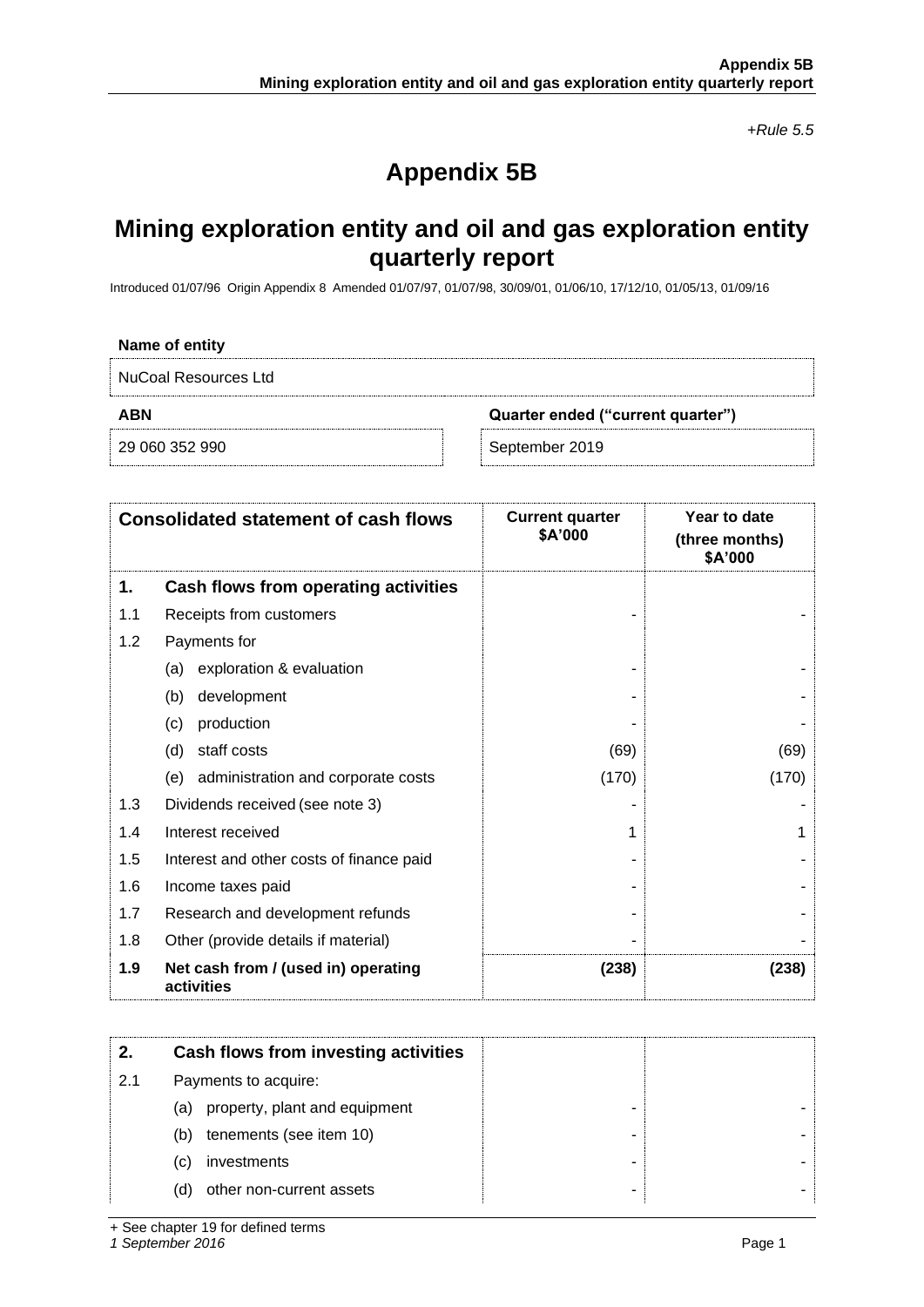*+Rule 5.5*

# Appendix 5B

## Mining exploration entity and oil and gas exploration entity quarterly report

Introduced 01/07/96 Origin Appendix 8 Amended 01/07/97, 01/07/98, 30/09/01, 01/06/10, 17/12/10, 01/05/13, 01/09/16

| **Name of entity** | |
|---|---|
| NuCoal Resources Ltd | |
| **ABN** | **Quarter ended ("current quarter")** |
| 29 060 352 990 | September 2019 |

| | **Consolidated statement of cash flows** | **Current quarter $A'000** | **Year to date (three months) $A'000** |
|---|---|---|---|
| **1.** | **Cash flows from operating activities** | | |
| 1.1 | Receipts from customers | - | - |
| 1.2 | Payments for | | |
| | (a) exploration & evaluation | - | - |
| | (b) development | - | - |
| | (c) production | - | - |
| | (d) staff costs | (69) | (69) |
| | (e) administration and corporate costs | (170) | (170) |
| 1.3 | Dividends received (see note 3) | - | - |
| 1.4 | Interest received | 1 | 1 |
| 1.5 | Interest and other costs of finance paid | - | - |
| 1.6 | Income taxes paid | - | - |
| 1.7 | Research and development refunds | - | - |
| 1.8 | Other (provide details if material) | - | - |
| **1.9** | **Net cash from / (used in) operating activities** | **(238)** | **(238)** |

| | | | |
|---|---|---|---|
| **2.** | **Cash flows from investing activities** | | |
| 2.1 | Payments to acquire: | | |
| | (a) property, plant and equipment | - | - |
| | (b) tenements (see item 10) | - | - |
| | (c) investments | - | - |
| | (d) other non-current assets | - | - |

+ See chapter 19 for defined terms

*1 September 2016*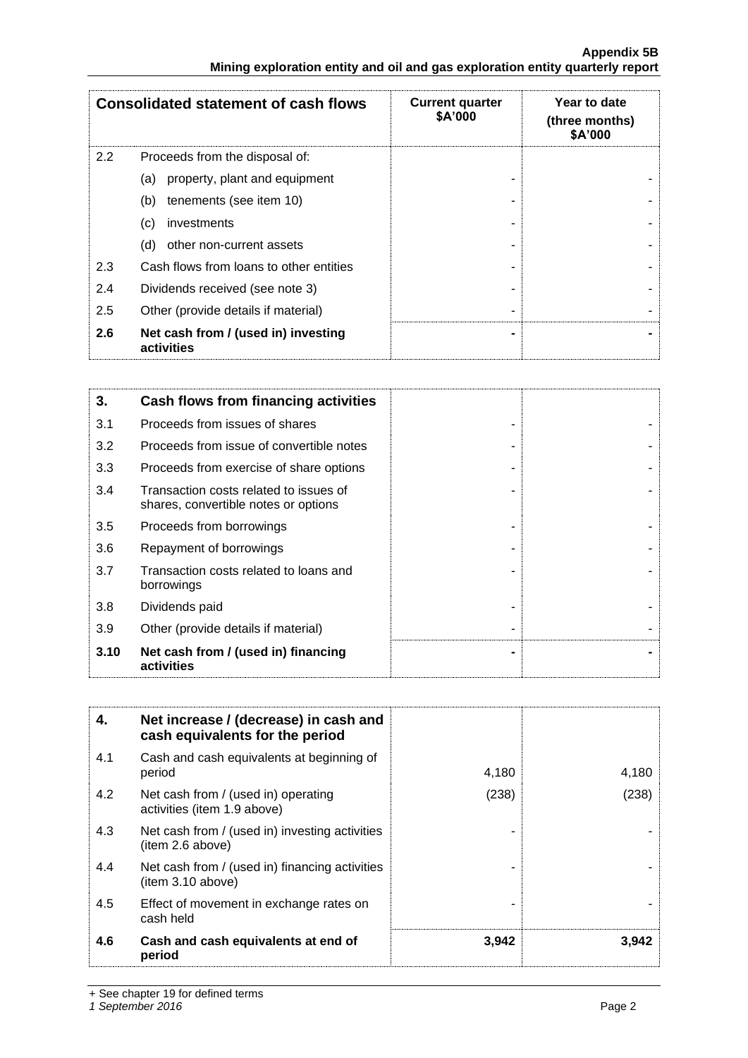| Consolidated statement of cash flows | | Current quarter $A'000 | Year to date (three months) $A'000 |
|---|---|---|---|
| 2.2 | Proceeds from the disposal of: | | |
| | (a) property, plant and equipment | - | - |
| | (b) tenements (see item 10) | - | - |
| | (c) investments | - | - |
| | (d) other non-current assets | - | - |
| 2.3 | Cash flows from loans to other entities | - | - |
| 2.4 | Dividends received (see note 3) | - | - |
| 2.5 | Other (provide details if material) | - | - |
| **2.6** | **Net cash from / (used in) investing activities** | **-** | **-** |

| **3.** | **Cash flows from financing activities** | | |
|---|---|---|---|
| 3.1 | Proceeds from issues of shares | - | - |
| 3.2 | Proceeds from issue of convertible notes | - | - |
| 3.3 | Proceeds from exercise of share options | - | - |
| 3.4 | Transaction costs related to issues of shares, convertible notes or options | - | - |
| 3.5 | Proceeds from borrowings | - | - |
| 3.6 | Repayment of borrowings | - | - |
| 3.7 | Transaction costs related to loans and borrowings | - | - |
| 3.8 | Dividends paid | - | - |
| 3.9 | Other (provide details if material) | - | - |
| **3.10** | **Net cash from / (used in) financing activities** | **-** | **-** |

| **4.** | **Net increase / (decrease) in cash and cash equivalents for the period** | | |
|---|---|---|---|
| 4.1 | Cash and cash equivalents at beginning of period | 4,180 | 4,180 |
| 4.2 | Net cash from / (used in) operating activities (item 1.9 above) | (238) | (238) |
| 4.3 | Net cash from / (used in) investing activities (item 2.6 above) | - | - |
| 4.4 | Net cash from / (used in) financing activities (item 3.10 above) | - | - |
| 4.5 | Effect of movement in exchange rates on cash held | - | - |
| **4.6** | **Cash and cash equivalents at end of period** | **3,942** | **3,942** |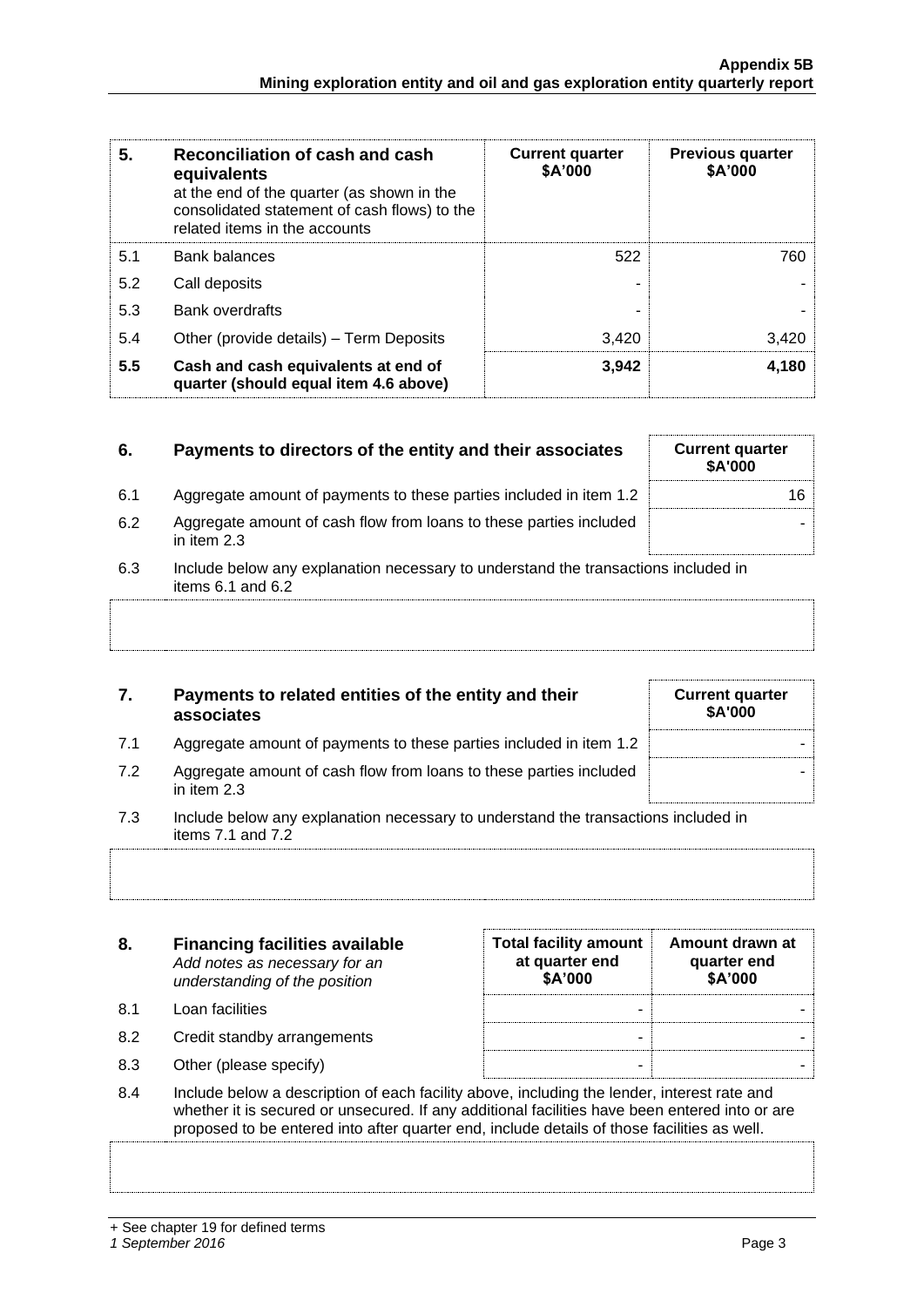| 5. | Reconciliation of cash and cash equivalents at the end of the quarter (as shown in the consolidated statement of cash flows) to the related items in the accounts | Current quarter $A'000 | Previous quarter $A'000 |
|---|---|---|---|
| 5.1 | Bank balances | 522 | 760 |
| 5.2 | Call deposits | - | - |
| 5.3 | Bank overdrafts | - | - |
| 5.4 | Other (provide details) – Term Deposits | 3,420 | 3,420 |
| **5.5** | **Cash and cash equivalents at end of quarter (should equal item 4.6 above)** | **3,942** | **4,180** |

| 6. | Payments to directors of the entity and their associates | Current quarter $A'000 |
|---|---|---|
| 6.1 | Aggregate amount of payments to these parties included in item 1.2 | 16 |
| 6.2 | Aggregate amount of cash flow from loans to these parties included in item 2.3 | - |

6.3 Include below any explanation necessary to understand the transactions included in items 6.1 and 6.2

| 7. | Payments to related entities of the entity and their associates | Current quarter $A'000 |
|---|---|---|
| 7.1 | Aggregate amount of payments to these parties included in item 1.2 | - |
| 7.2 | Aggregate amount of cash flow from loans to these parties included in item 2.3 | - |

7.3 Include below any explanation necessary to understand the transactions included in items 7.1 and 7.2

| 8. | **Financing facilities available** *Add notes as necessary for an understanding of the position* | Total facility amount at quarter end $A'000 | Amount drawn at quarter end $A'000 |
|---|---|---|---|
| 8.1 | Loan facilities | - | - |
| 8.2 | Credit standby arrangements | - | - |
| 8.3 | Other (please specify) | - | - |

8.4 Include below a description of each facility above, including the lender, interest rate and whether it is secured or unsecured. If any additional facilities have been entered into or are proposed to be entered into after quarter end, include details of those facilities as well.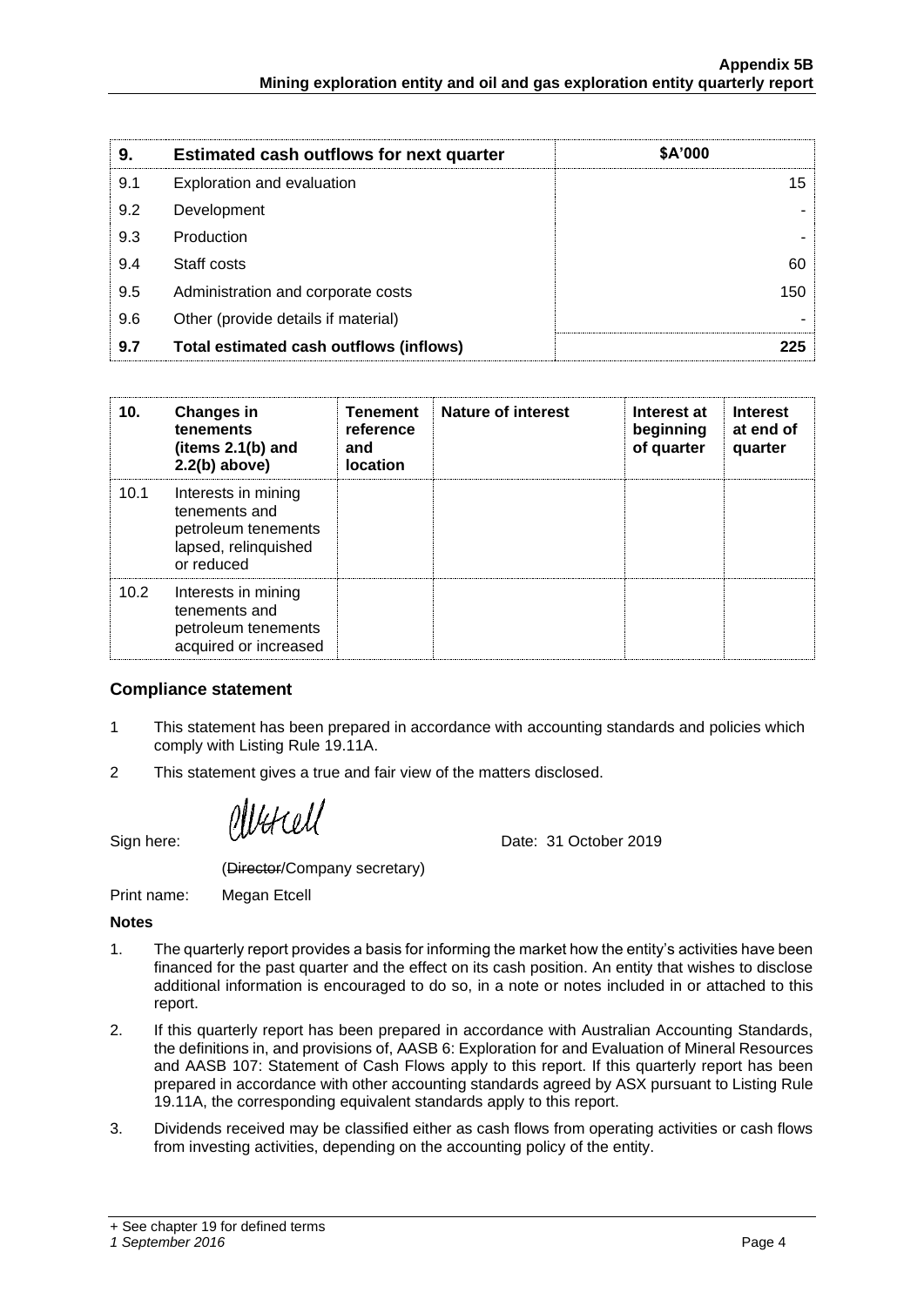| 9. | Estimated cash outflows for next quarter | $A'000 |
|---|---|---|
| 9.1 | Exploration and evaluation | 15 |
| 9.2 | Development | - |
| 9.3 | Production | - |
| 9.4 | Staff costs | 60 |
| 9.5 | Administration and corporate costs | 150 |
| 9.6 | Other (provide details if material) | - |
| **9.7** | **Total estimated cash outflows (inflows)** | **225** |

| 10. | Changes in tenements (items 2.1(b) and 2.2(b) above) | Tenement reference and location | Nature of interest | Interest at beginning of quarter | Interest at end of quarter |
|---|---|---|---|---|---|
| 10.1 | Interests in mining tenements and petroleum tenements lapsed, relinquished or reduced | | | | |
| 10.2 | Interests in mining tenements and petroleum tenements acquired or increased | | | | |

## Compliance statement

1. This statement has been prepared in accordance with accounting standards and policies which comply with Listing Rule 19.11A.
2. This statement gives a true and fair view of the matters disclosed.

Sign here: ............................................................ Date: 31 October 2019

(~~Director~~/Company secretary)

Print name: Megan Etcell

### Notes

1. The quarterly report provides a basis for informing the market how the entity's activities have been financed for the past quarter and the effect on its cash position. An entity that wishes to disclose additional information is encouraged to do so, in a note or notes included in or attached to this report.
2. If this quarterly report has been prepared in accordance with Australian Accounting Standards, the definitions in, and provisions of, AASB 6: Exploration for and Evaluation of Mineral Resources and AASB 107: Statement of Cash Flows apply to this report. If this quarterly report has been prepared in accordance with other accounting standards agreed by ASX pursuant to Listing Rule 19.11A, the corresponding equivalent standards apply to this report.
3. Dividends received may be classified either as cash flows from operating activities or cash flows from investing activities, depending on the accounting policy of the entity.

+ See chapter 19 for defined terms